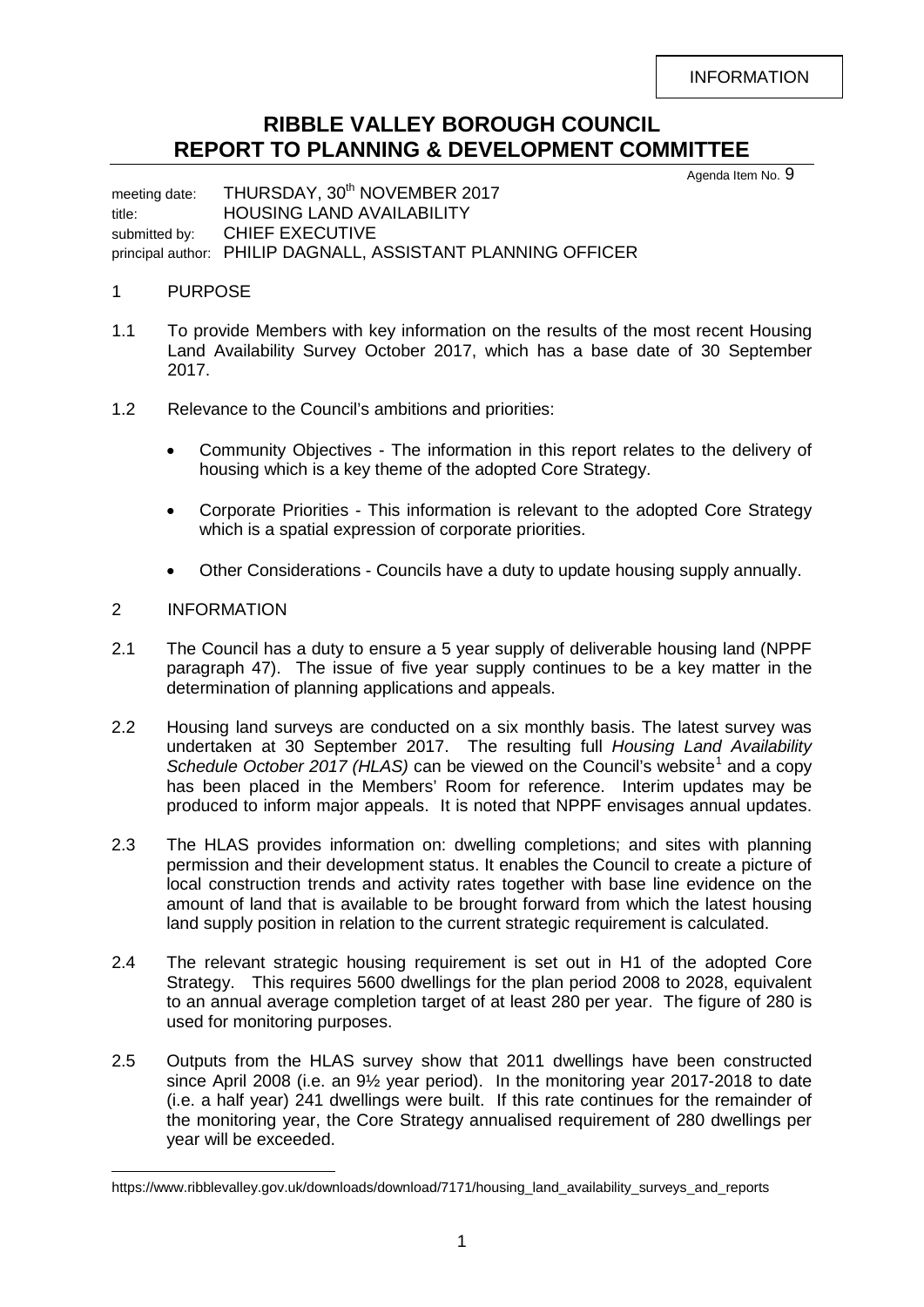INFORMATION

# RIBBLE VALLEY BOROUGH COUNCIL
# REPORT TO PLANNING & DEVELOPMENT COMMITTEE

Agenda Item No. 9

meeting date: THURSDAY, 30th NOVEMBER 2017
title: HOUSING LAND AVAILABILITY
submitted by: CHIEF EXECUTIVE
principal author: PHILIP DAGNALL, ASSISTANT PLANNING OFFICER

## 1 PURPOSE

1.1 To provide Members with key information on the results of the most recent Housing Land Availability Survey October 2017, which has a base date of 30 September 2017.

1.2 Relevance to the Council's ambitions and priorities:

- Community Objectives - The information in this report relates to the delivery of housing which is a key theme of the adopted Core Strategy.
- Corporate Priorities - This information is relevant to the adopted Core Strategy which is a spatial expression of corporate priorities.
- Other Considerations - Councils have a duty to update housing supply annually.

## 2 INFORMATION

2.1 The Council has a duty to ensure a 5 year supply of deliverable housing land (NPPF paragraph 47). The issue of five year supply continues to be a key matter in the determination of planning applications and appeals.

2.2 Housing land surveys are conducted on a six monthly basis. The latest survey was undertaken at 30 September 2017. The resulting full *Housing Land Availability Schedule October 2017 (HLAS)* can be viewed on the Council's website[1] and a copy has been placed in the Members' Room for reference. Interim updates may be produced to inform major appeals. It is noted that NPPF envisages annual updates.

2.3 The HLAS provides information on: dwelling completions; and sites with planning permission and their development status. It enables the Council to create a picture of local construction trends and activity rates together with base line evidence on the amount of land that is available to be brought forward from which the latest housing land supply position in relation to the current strategic requirement is calculated.

2.4 The relevant strategic housing requirement is set out in H1 of the adopted Core Strategy. This requires 5600 dwellings for the plan period 2008 to 2028, equivalent to an annual average completion target of at least 280 per year. The figure of 280 is used for monitoring purposes.

2.5 Outputs from the HLAS survey show that 2011 dwellings have been constructed since April 2008 (i.e. an 9½ year period). In the monitoring year 2017-2018 to date (i.e. a half year) 241 dwellings were built. If this rate continues for the remainder of the monitoring year, the Core Strategy annualised requirement of 280 dwellings per year will be exceeded.

[1] https://www.ribblevalley.gov.uk/downloads/download/7171/housing_land_availability_surveys_and_reports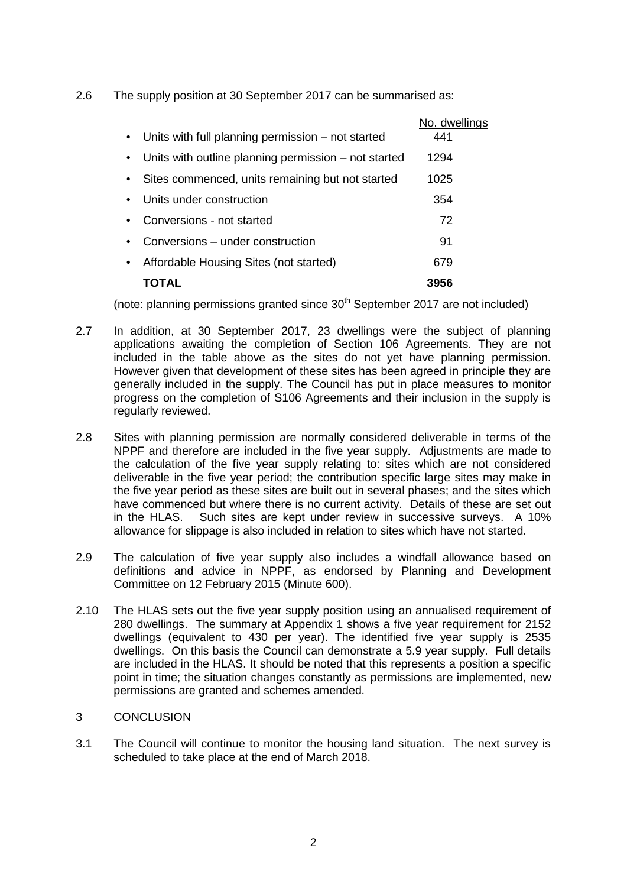2.6 The supply position at 30 September 2017 can be summarised as:

| | No. dwellings |
|---|---|
| • Units with full planning permission – not started | 441 |
| • Units with outline planning permission – not started | 1294 |
| • Sites commenced, units remaining but not started | 1025 |
| • Units under construction | 354 |
| • Conversions - not started | 72 |
| • Conversions – under construction | 91 |
| • Affordable Housing Sites (not started) | 679 |
| **TOTAL** | **3956** |

(note: planning permissions granted since 30th September 2017 are not included)

2.7 In addition, at 30 September 2017, 23 dwellings were the subject of planning applications awaiting the completion of Section 106 Agreements. They are not included in the table above as the sites do not yet have planning permission. However given that development of these sites has been agreed in principle they are generally included in the supply. The Council has put in place measures to monitor progress on the completion of S106 Agreements and their inclusion in the supply is regularly reviewed.

2.8 Sites with planning permission are normally considered deliverable in terms of the NPPF and therefore are included in the five year supply. Adjustments are made to the calculation of the five year supply relating to: sites which are not considered deliverable in the five year period; the contribution specific large sites may make in the five year period as these sites are built out in several phases; and the sites which have commenced but where there is no current activity. Details of these are set out in the HLAS. Such sites are kept under review in successive surveys. A 10% allowance for slippage is also included in relation to sites which have not started.

2.9 The calculation of five year supply also includes a windfall allowance based on definitions and advice in NPPF, as endorsed by Planning and Development Committee on 12 February 2015 (Minute 600).

2.10 The HLAS sets out the five year supply position using an annualised requirement of 280 dwellings. The summary at Appendix 1 shows a five year requirement for 2152 dwellings (equivalent to 430 per year). The identified five year supply is 2535 dwellings. On this basis the Council can demonstrate a 5.9 year supply. Full details are included in the HLAS. It should be noted that this represents a position a specific point in time; the situation changes constantly as permissions are implemented, new permissions are granted and schemes amended.

## 3 CONCLUSION

3.1 The Council will continue to monitor the housing land situation. The next survey is scheduled to take place at the end of March 2018.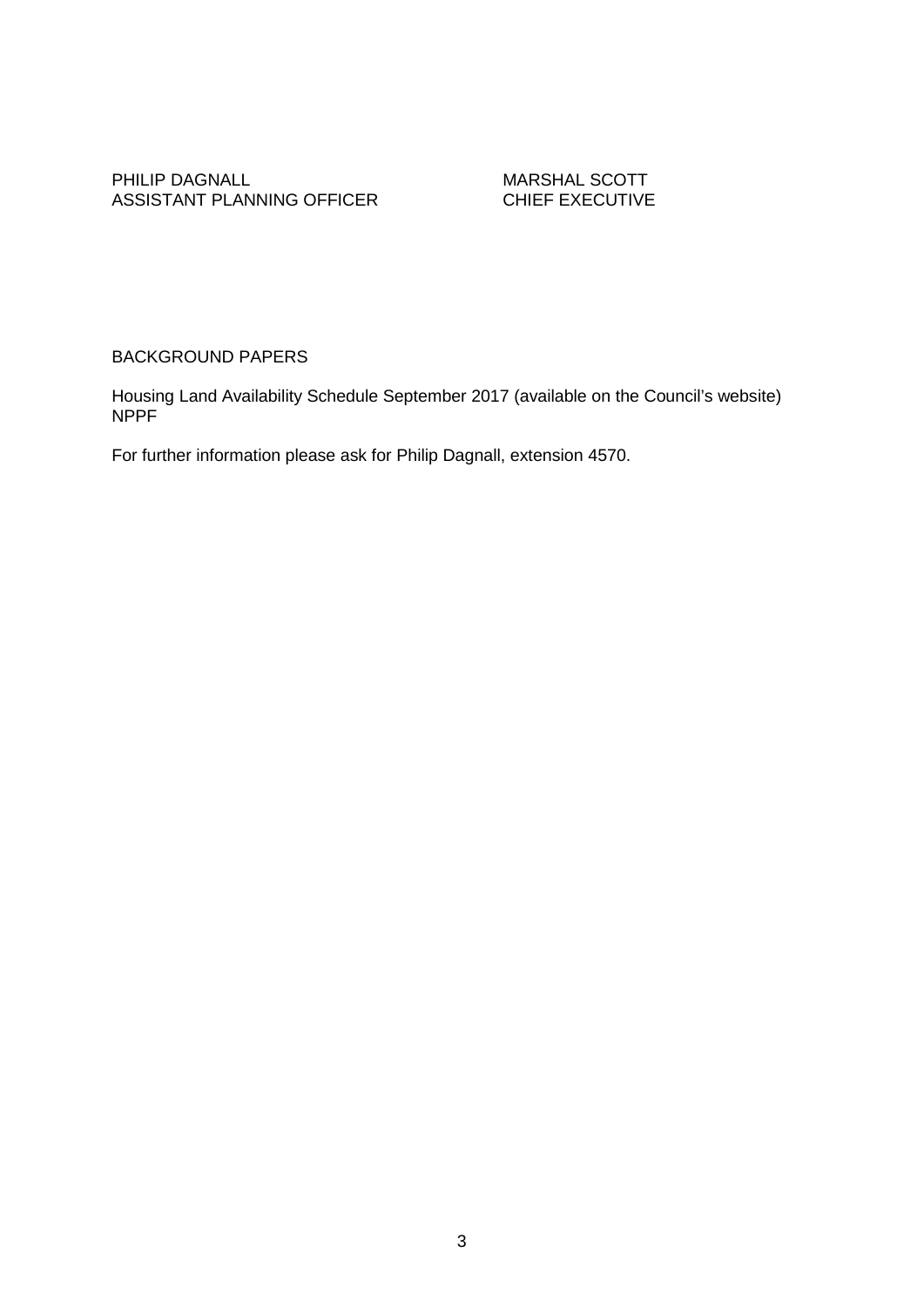| PHILIP DAGNALL | MARSHAL SCOTT |
| --- | --- |
| ASSISTANT PLANNING OFFICER | CHIEF EXECUTIVE |

BACKGROUND PAPERS

Housing Land Availability Schedule September 2017 (available on the Council's website)
NPPF

For further information please ask for Philip Dagnall, extension 4570.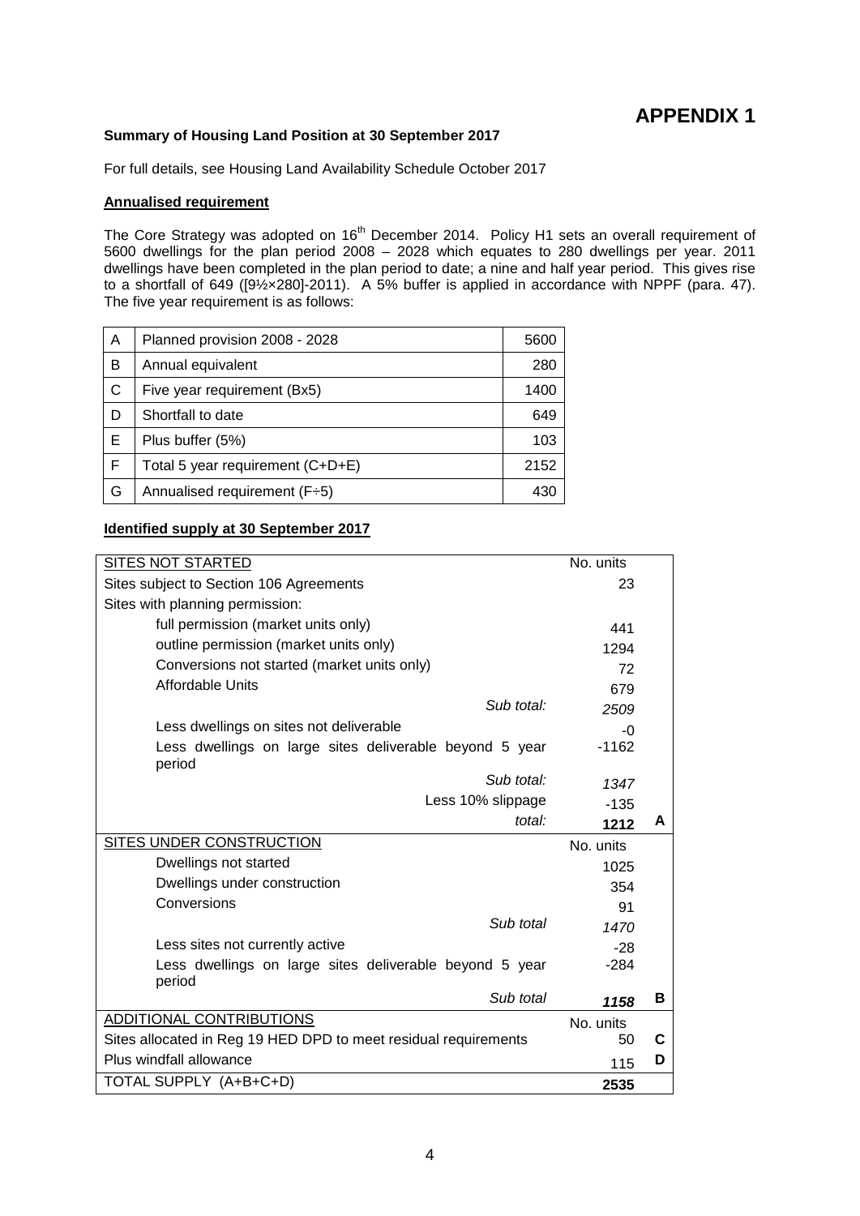# APPENDIX 1

**Summary of Housing Land Position at 30 September 2017**

For full details, see Housing Land Availability Schedule October 2017

**Annualised requirement**

The Core Strategy was adopted on 16th December 2014. Policy H1 sets an overall requirement of 5600 dwellings for the plan period 2008 – 2028 which equates to 280 dwellings per year. 2011 dwellings have been completed in the plan period to date; a nine and half year period. This gives rise to a shortfall of 649 ([9½×280]-2011). A 5% buffer is applied in accordance with NPPF (para. 47). The five year requirement is as follows:

| | | |
|---|---|---|
| A | Planned provision 2008 - 2028 | 5600 |
| B | Annual equivalent | 280 |
| C | Five year requirement (Bx5) | 1400 |
| D | Shortfall to date | 649 |
| E | Plus buffer (5%) | 103 |
| F | Total 5 year requirement (C+D+E) | 2152 |
| G | Annualised requirement (F÷5) | 430 |

**Identified supply at 30 September 2017**

| SITES NOT STARTED | No. units | |
|---|---|---|
| Sites subject to Section 106 Agreements | 23 | |
| Sites with planning permission: | | |
| full permission (market units only) | 441 | |
| outline permission (market units only) | 1294 | |
| Conversions not started (market units only) | 72 | |
| Affordable Units | 679 | |
| *Sub total:* | *2509* | |
| Less dwellings on sites not deliverable | -0 | |
| Less dwellings on large sites deliverable beyond 5 year period | -1162 | |
| *Sub total:* | *1347* | |
| Less 10% slippage | -135 | |
| *total:* | **1212** | **A** |
| SITES UNDER CONSTRUCTION | No. units | |
| Dwellings not started | 1025 | |
| Dwellings under construction | 354 | |
| Conversions | 91 | |
| *Sub total* | *1470* | |
| Less sites not currently active | -28 | |
| Less dwellings on large sites deliverable beyond 5 year period | -284 | |
| *Sub total* | ***1158*** | **B** |
| ADDITIONAL CONTRIBUTIONS | No. units | |
| Sites allocated in Reg 19 HED DPD to meet residual requirements | 50 | **C** |
| Plus windfall allowance | 115 | **D** |
| TOTAL SUPPLY (A+B+C+D) | **2535** | |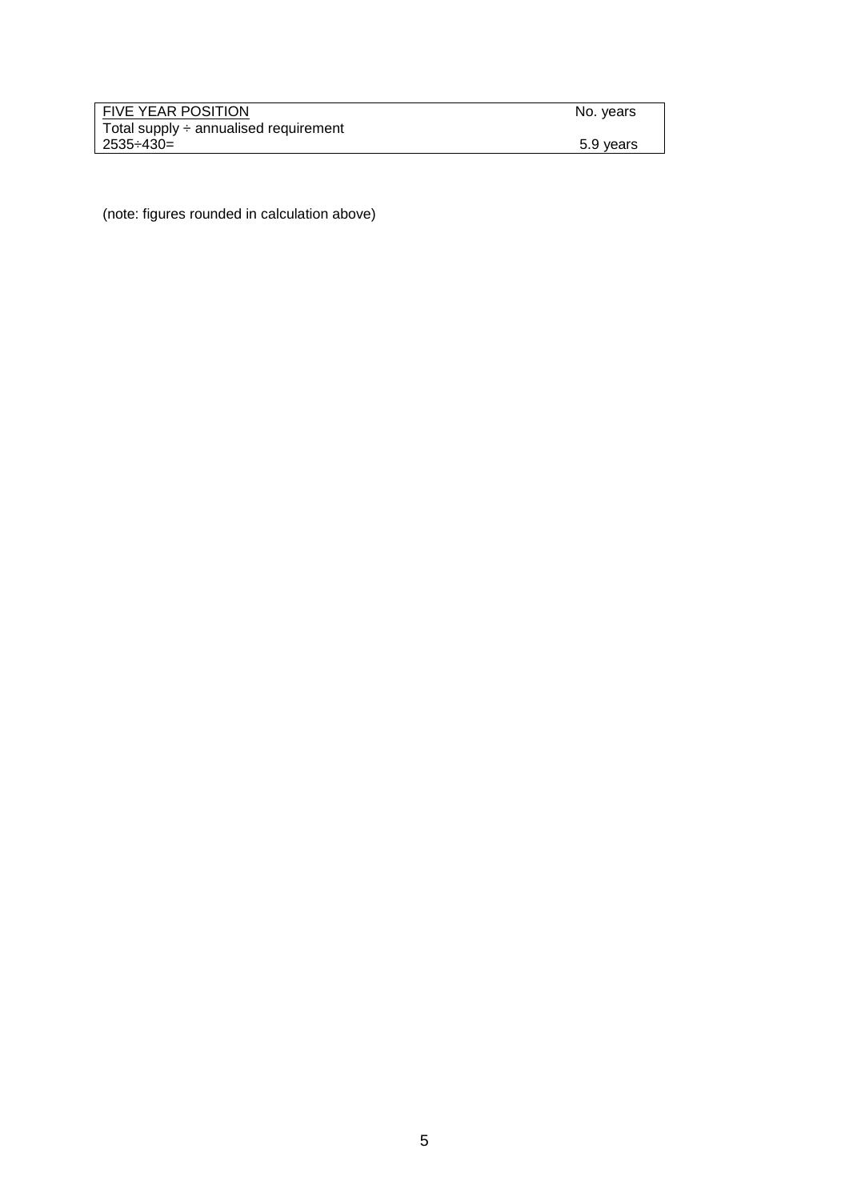| FIVE YEAR POSITION | No. years |
|---|---|
| Total supply ÷ annualised requirement | |
| 2535÷430= | 5.9 years |

(note: figures rounded in calculation above)